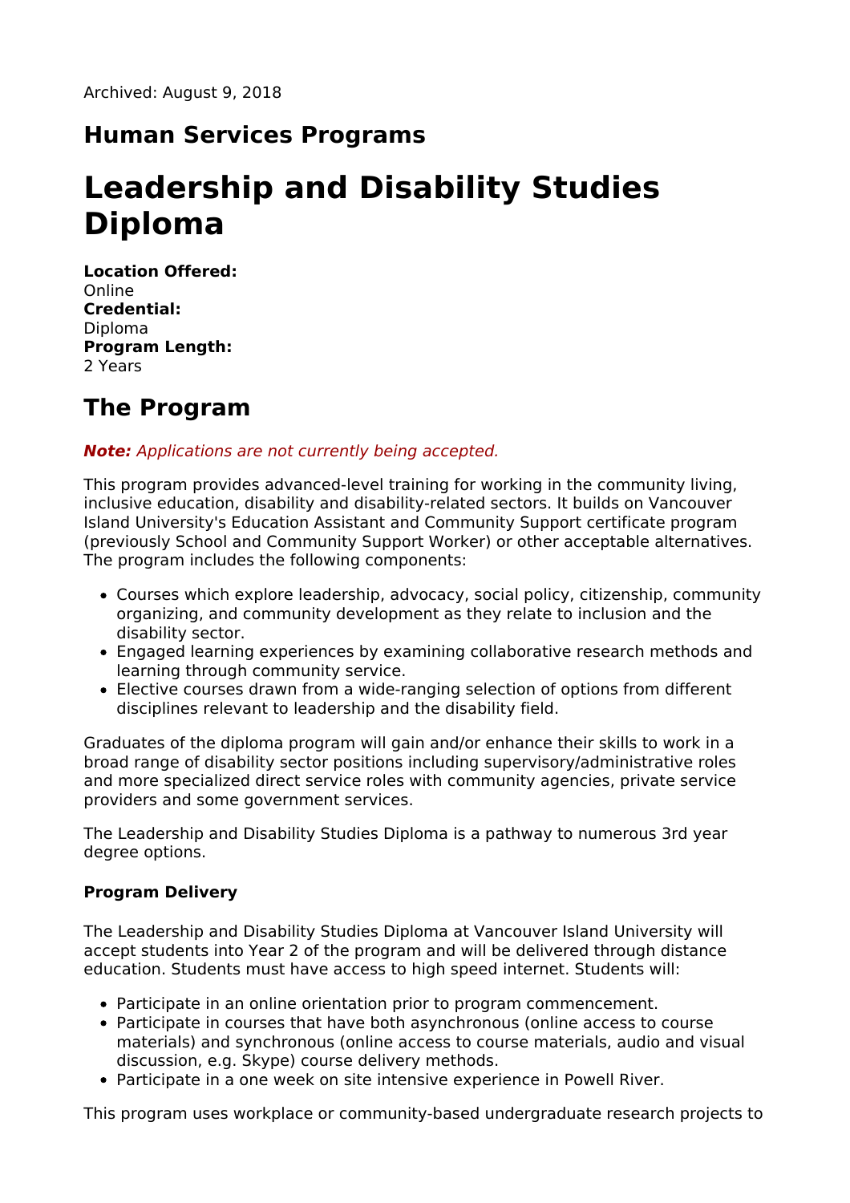Archived: August 9, 2018

## Human Services Programs

# Leadership and Disability Studies Diploma

**Location Offered:**
Online
**Credential:**
Diploma
**Program Length:**
2 Years

## The Program

***Note:*** *Applications are not currently being accepted.*

This program provides advanced-level training for working in the community living, inclusive education, disability and disability-related sectors. It builds on Vancouver Island University's Education Assistant and Community Support certificate program (previously School and Community Support Worker) or other acceptable alternatives. The program includes the following components:

- Courses which explore leadership, advocacy, social policy, citizenship, community organizing, and community development as they relate to inclusion and the disability sector.
- Engaged learning experiences by examining collaborative research methods and learning through community service.
- Elective courses drawn from a wide-ranging selection of options from different disciplines relevant to leadership and the disability field.

Graduates of the diploma program will gain and/or enhance their skills to work in a broad range of disability sector positions including supervisory/administrative roles and more specialized direct service roles with community agencies, private service providers and some government services.

The Leadership and Disability Studies Diploma is a pathway to numerous 3rd year degree options.

### Program Delivery

The Leadership and Disability Studies Diploma at Vancouver Island University will accept students into Year 2 of the program and will be delivered through distance education. Students must have access to high speed internet. Students will:

- Participate in an online orientation prior to program commencement.
- Participate in courses that have both asynchronous (online access to course materials) and synchronous (online access to course materials, audio and visual discussion, e.g. Skype) course delivery methods.
- Participate in a one week on site intensive experience in Powell River.

This program uses workplace or community-based undergraduate research projects to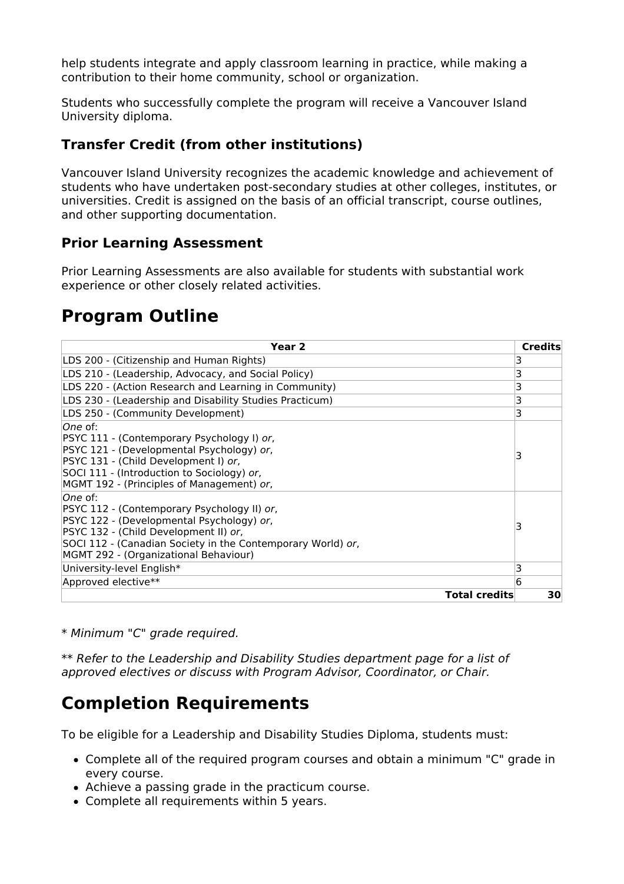help students integrate and apply classroom learning in practice, while making a contribution to their home community, school or organization.

Students who successfully complete the program will receive a Vancouver Island University diploma.

### Transfer Credit (from other institutions)

Vancouver Island University recognizes the academic knowledge and achievement of students who have undertaken post-secondary studies at other colleges, institutes, or universities. Credit is assigned on the basis of an official transcript, course outlines, and other supporting documentation.

### Prior Learning Assessment

Prior Learning Assessments are also available for students with substantial work experience or other closely related activities.

## Program Outline

| Year 2 | Credits |
|---|---|
| LDS 200 - (Citizenship and Human Rights) | 3 |
| LDS 210 - (Leadership, Advocacy, and Social Policy) | 3 |
| LDS 220 - (Action Research and Learning in Community) | 3 |
| LDS 230 - (Leadership and Disability Studies Practicum) | 3 |
| LDS 250 - (Community Development) | 3 |
| *One* of:<br>PSYC 111 - (Contemporary Psychology I) *or*,<br>PSYC 121 - (Developmental Psychology) *or*,<br>PSYC 131 - (Child Development I) *or*,<br>SOCI 111 - (Introduction to Sociology) *or*,<br>MGMT 192 - (Principles of Management) *or*, | 3 |
| *One* of:<br>PSYC 112 - (Contemporary Psychology II) *or*,<br>PSYC 122 - (Developmental Psychology) *or*,<br>PSYC 132 - (Child Development II) *or*,<br>SOCI 112 - (Canadian Society in the Contemporary World) *or*,<br>MGMT 292 - (Organizational Behaviour) | 3 |
| University-level English* | 3 |
| Approved elective** | 6 |
| **Total credits** | **30** |

* *Minimum "C" grade required.*

** *Refer to the Leadership and Disability Studies department page for a list of approved electives or discuss with Program Advisor, Coordinator, or Chair.*

## Completion Requirements

To be eligible for a Leadership and Disability Studies Diploma, students must:

- Complete all of the required program courses and obtain a minimum "C" grade in every course.
- Achieve a passing grade in the practicum course.
- Complete all requirements within 5 years.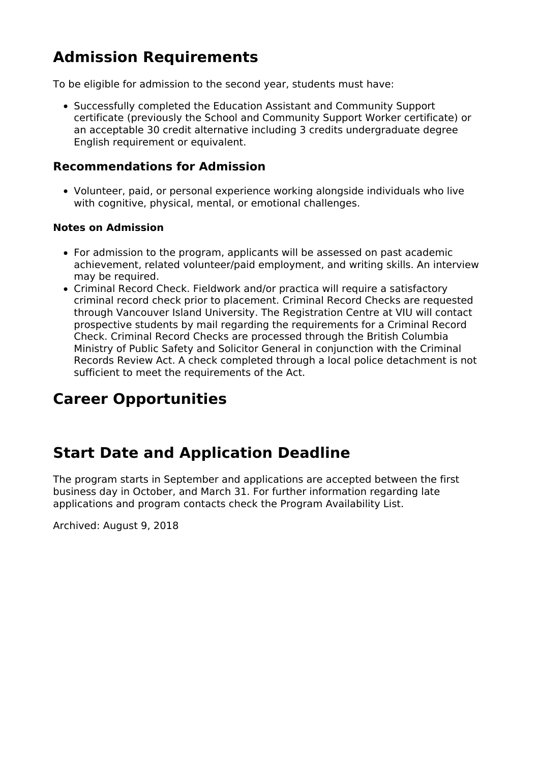## Admission Requirements

To be eligible for admission to the second year, students must have:

- Successfully completed the Education Assistant and Community Support certificate (previously the School and Community Support Worker certificate) or an acceptable 30 credit alternative including 3 credits undergraduate degree English requirement or equivalent.

### Recommendations for Admission

- Volunteer, paid, or personal experience working alongside individuals who live with cognitive, physical, mental, or emotional challenges.

#### Notes on Admission

- For admission to the program, applicants will be assessed on past academic achievement, related volunteer/paid employment, and writing skills. An interview may be required.
- Criminal Record Check. Fieldwork and/or practica will require a satisfactory criminal record check prior to placement. Criminal Record Checks are requested through Vancouver Island University. The Registration Centre at VIU will contact prospective students by mail regarding the requirements for a Criminal Record Check. Criminal Record Checks are processed through the British Columbia Ministry of Public Safety and Solicitor General in conjunction with the Criminal Records Review Act. A check completed through a local police detachment is not sufficient to meet the requirements of the Act.

## Career Opportunities

## Start Date and Application Deadline

The program starts in September and applications are accepted between the first business day in October, and March 31. For further information regarding late applications and program contacts check the Program Availability List.

Archived: August 9, 2018